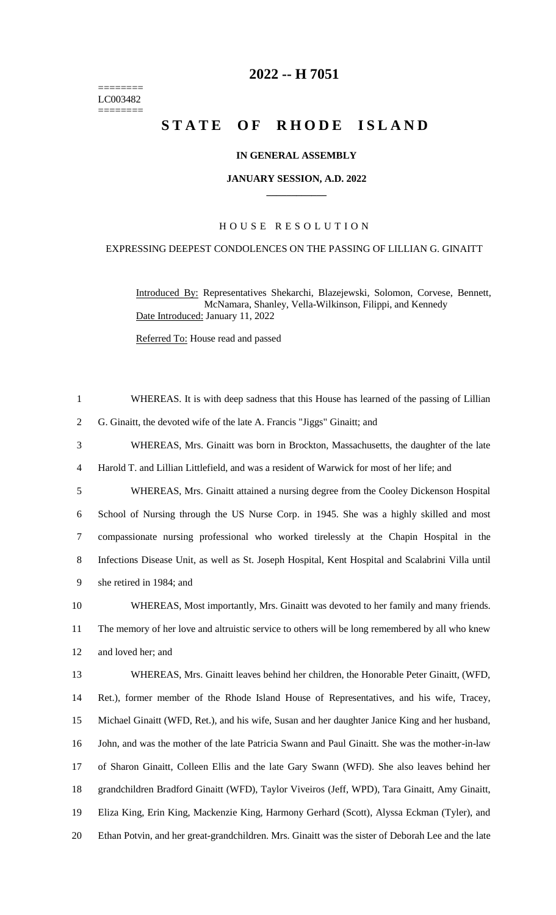========
LC003482
========

# 2022 -- H 7051

# STATE OF RHODE ISLAND

**IN GENERAL ASSEMBLY**

**JANUARY SESSION, A.D. 2022**

HOUSE RESOLUTION

EXPRESSING DEEPEST CONDOLENCES ON THE PASSING OF LILLIAN G. GINAITT

Introduced By: Representatives Shekarchi, Blazejewski, Solomon, Corvese, Bennett, McNamara, Shanley, Vella-Wilkinson, Filippi, and Kennedy

Date Introduced: January 11, 2022

Referred To: House read and passed

1 WHEREAS. It is with deep sadness that this House has learned of the passing of Lillian
2 G. Ginaitt, the devoted wife of the late A. Francis "Jiggs" Ginaitt; and
3 WHEREAS, Mrs. Ginaitt was born in Brockton, Massachusetts, the daughter of the late
4 Harold T. and Lillian Littlefield, and was a resident of Warwick for most of her life; and
5 WHEREAS, Mrs. Ginaitt attained a nursing degree from the Cooley Dickenson Hospital
6 School of Nursing through the US Nurse Corp. in 1945. She was a highly skilled and most
7 compassionate nursing professional who worked tirelessly at the Chapin Hospital in the
8 Infections Disease Unit, as well as St. Joseph Hospital, Kent Hospital and Scalabrini Villa until
9 she retired in 1984; and
10 WHEREAS, Most importantly, Mrs. Ginaitt was devoted to her family and many friends.
11 The memory of her love and altruistic service to others will be long remembered by all who knew
12 and loved her; and
13 WHEREAS, Mrs. Ginaitt leaves behind her children, the Honorable Peter Ginaitt, (WFD,
14 Ret.), former member of the Rhode Island House of Representatives, and his wife, Tracey,
15 Michael Ginaitt (WFD, Ret.), and his wife, Susan and her daughter Janice King and her husband,
16 John, and was the mother of the late Patricia Swann and Paul Ginaitt. She was the mother-in-law
17 of Sharon Ginaitt, Colleen Ellis and the late Gary Swann (WFD). She also leaves behind her
18 grandchildren Bradford Ginaitt (WFD), Taylor Viveiros (Jeff, WPD), Tara Ginaitt, Amy Ginaitt,
19 Eliza King, Erin King, Mackenzie King, Harmony Gerhard (Scott), Alyssa Eckman (Tyler), and
20 Ethan Potvin, and her great-grandchildren. Mrs. Ginaitt was the sister of Deborah Lee and the late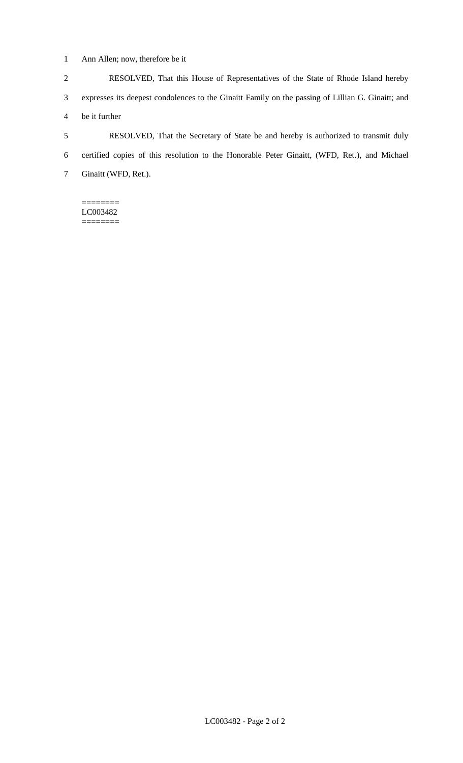Ann Allen; now, therefore be it

RESOLVED, That this House of Representatives of the State of Rhode Island hereby expresses its deepest condolences to the Ginaitt Family on the passing of Lillian G. Ginaitt; and be it further

RESOLVED, That the Secretary of State be and hereby is authorized to transmit duly certified copies of this resolution to the Honorable Peter Ginaitt, (WFD, Ret.), and Michael Ginaitt (WFD, Ret.).

========
LC003482
========